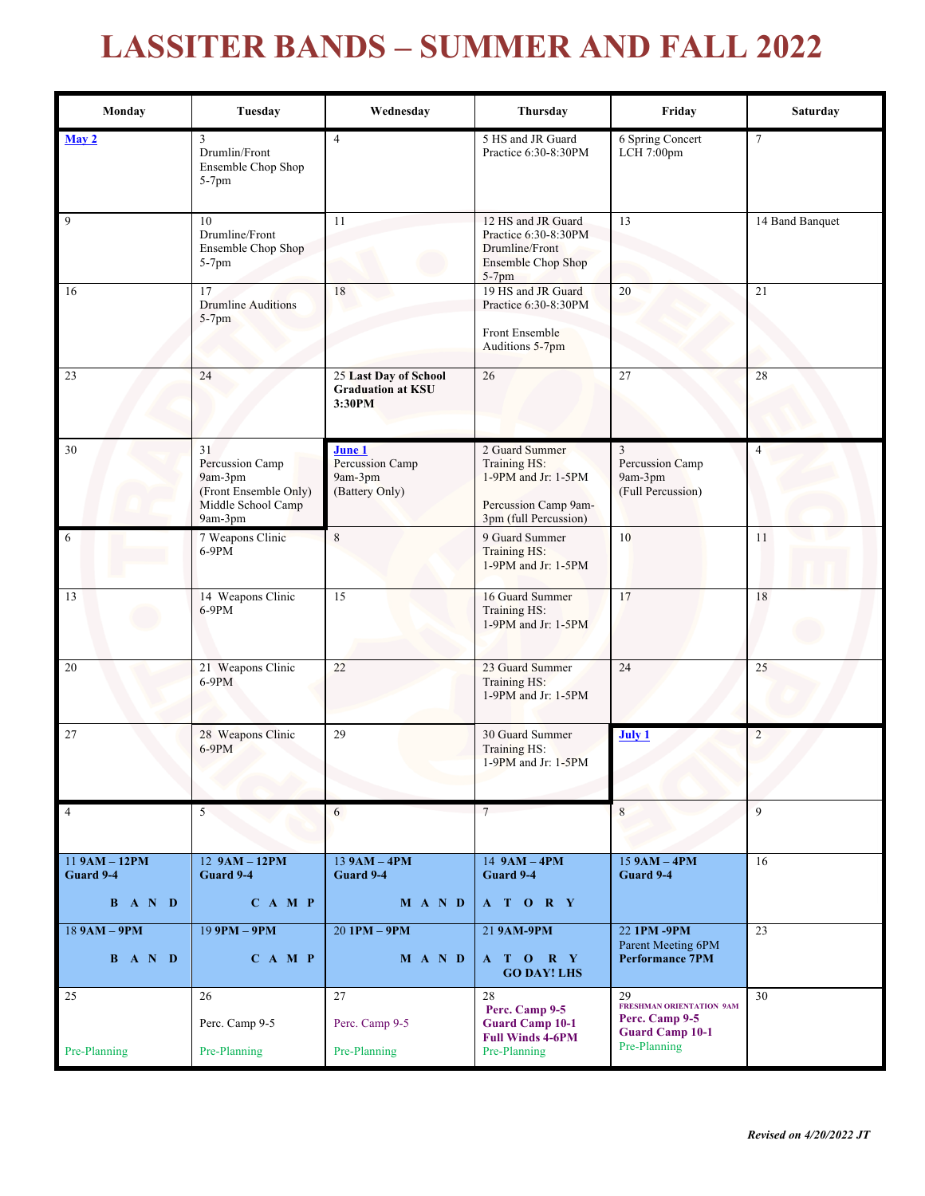# LASSITER BANDS – SUMMER AND FALL 2022

| Monday | Tuesday | Wednesday | Thursday | Friday | Saturday |
|---|---|---|---|---|---|
| **May 2** | 3 Drumlin/Front Ensemble Chop Shop 5-7pm | 4 | 5 HS and JR Guard Practice 6:30-8:30PM | 6 Spring Concert LCH 7:00pm | 7 |
| 9 | 10 Drumline/Front Ensemble Chop Shop 5-7pm | 11 | 12 HS and JR Guard Practice 6:30-8:30PM Drumline/Front Ensemble Chop Shop 5-7pm | 13 | 14 Band Banquet |
| 16 | 17 Drumline Auditions 5-7pm | 18 | 19 HS and JR Guard Practice 6:30-8:30PM<br>Front Ensemble Auditions 5-7pm | 20 | 21 |
| 23 | 24 | 25 **Last Day of School Graduation at KSU 3:30PM** | 26 | 27 | 28 |
| 30 | 31 Percussion Camp 9am-3pm (Front Ensemble Only) Middle School Camp 9am-3pm | **June 1** Percussion Camp 9am-3pm (Battery Only) | 2 Guard Summer Training HS: 1-9PM and Jr: 1-5PM<br>Percussion Camp 9am-3pm (full Percussion) | 3 Percussion Camp 9am-3pm (Full Percussion) | 4 |
| 6 | 7 Weapons Clinic 6-9PM | 8 | 9 Guard Summer Training HS: 1-9PM and Jr: 1-5PM | 10 | 11 |
| 13 | 14 Weapons Clinic 6-9PM | 15 | 16 Guard Summer Training HS: 1-9PM and Jr: 1-5PM | 17 | 18 |
| 20 | 21 Weapons Clinic 6-9PM | 22 | 23 Guard Summer Training HS: 1-9PM and Jr: 1-5PM | 24 | 25 |
| 27 | 28 Weapons Clinic 6-9PM | 29 | 30 Guard Summer Training HS: 1-9PM and Jr: 1-5PM | **July 1** | 2 |
| 4 | 5 | 6 | 7 | 8 | 9 |
| 11 **9AM – 12PM Guard 9-4**<br>**B A N D** | 12 **9AM – 12PM Guard 9-4**<br>**C A M P** | 13 **9AM – 4PM Guard 9-4**<br>**M A N D** | 14 **9AM – 4PM Guard 9-4**<br>**A T O R Y** | 15 **9AM – 4PM Guard 9-4** | 16 |
| 18 **9AM – 9PM**<br>**B A N D** | 19 **9PM – 9PM**<br>**C A M P** | 20 **1PM – 9PM**<br>**M A N D** | 21 **9AM-9PM**<br>**A T O R Y**<br>**GO DAY! LHS** | 22 **1PM -9PM** Parent Meeting 6PM **Performance 7PM** | 23 |
| 25<br>Pre-Planning | 26<br>Perc. Camp 9-5<br>Pre-Planning | 27<br>Perc. Camp 9-5<br>Pre-Planning | 28 **Perc. Camp 9-5 Guard Camp 10-1 Full Winds 4-6PM**<br>Pre-Planning | 29 **FRESHMAN ORIENTATION 9AM Perc. Camp 9-5 Guard Camp 10-1**<br>Pre-Planning | 30 |

***Revised on 4/20/2022 JT***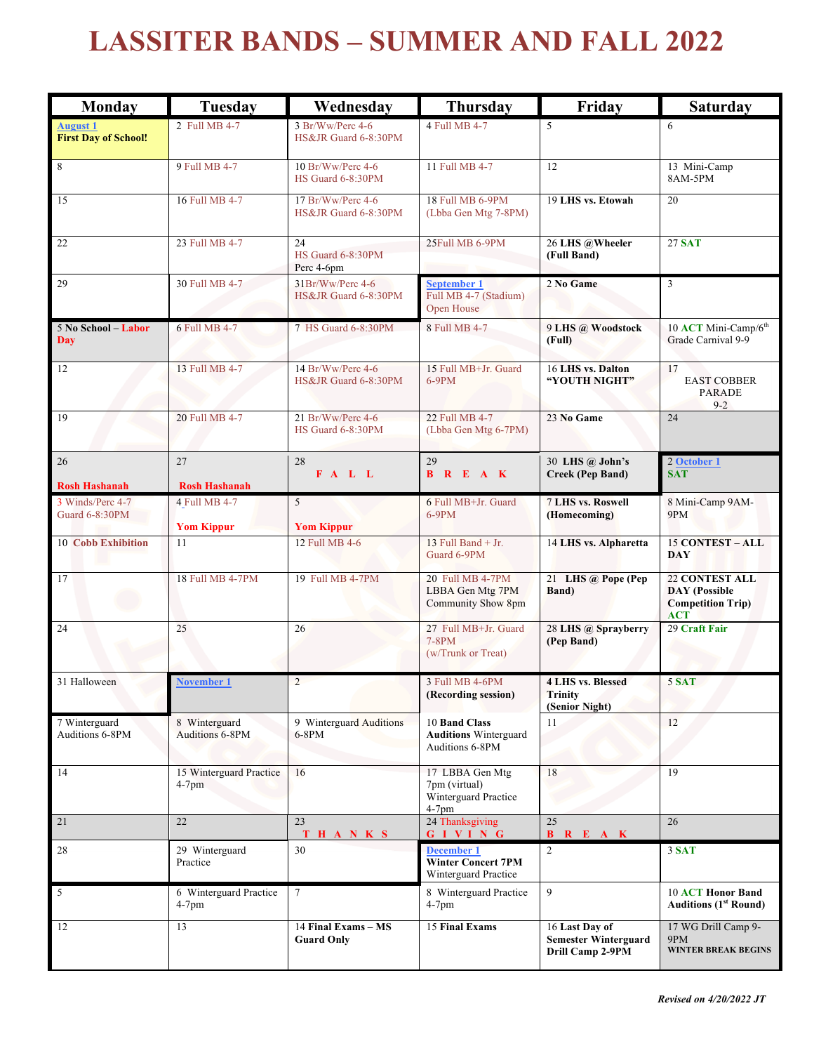# LASSITER BANDS – SUMMER AND FALL 2022

| Monday | Tuesday | Wednesday | Thursday | Friday | Saturday |
|---|---|---|---|---|---|
| August 1 **First Day of School!** | 2 Full MB 4-7 | 3 Br/Ww/Perc 4-6 HS&JR Guard 6-8:30PM | 4 Full MB 4-7 | 5 | 6 |
| 8 | 9 Full MB 4-7 | 10 Br/Ww/Perc 4-6 HS Guard 6-8:30PM | 11 Full MB 4-7 | 12 | 13 Mini-Camp 8AM-5PM |
| 15 | 16 Full MB 4-7 | 17 Br/Ww/Perc 4-6 HS&JR Guard 6-8:30PM | 18 Full MB 6-9PM (Lbba Gen Mtg 7-8PM) | 19 **LHS vs. Etowah** | 20 |
| 22 | 23 Full MB 4-7 | 24 HS Guard 6-8:30PM Perc 4-6pm | 25Full MB 6-9PM | 26 **LHS @Wheeler (Full Band)** | 27 **SAT** |
| 29 | 30 Full MB 4-7 | 31Br/Ww/Perc 4-6 HS&JR Guard 6-8:30PM | September 1 Full MB 4-7 (Stadium) Open House | 2 **No Game** | 3 |
| 5 **No School – Labor Day** | 6 Full MB 4-7 | 7 HS Guard 6-8:30PM | 8 Full MB 4-7 | 9 **LHS @ Woodstock (Full)** | 10 **ACT** Mini-Camp/6th Grade Carnival 9-9 |
| 12 | 13 Full MB 4-7 | 14 Br/Ww/Perc 4-6 HS&JR Guard 6-8:30PM | 15 Full MB+Jr. Guard 6-9PM | 16 **LHS vs. Dalton "YOUTH NIGHT"** | 17 EAST COBBER PARADE 9-2 |
| 19 | 20 Full MB 4-7 | 21 Br/Ww/Perc 4-6 HS Guard 6-8:30PM | 22 Full MB 4-7 (Lbba Gen Mtg 6-7PM) | 23 **No Game** | 24 |
| 26 **Rosh Hashanah** | 27 **Rosh Hashanah** | 28 **F A L L** | 29 **B R E A K** | 30 **LHS @ John's Creek (Pep Band)** | 2 October 1 **SAT** |
| 3 Winds/Perc 4-7 Guard 6-8:30PM | 4 Full MB 4-7 **Yom Kippur** | 5 **Yom Kippur** | 6 Full MB+Jr. Guard 6-9PM | 7 **LHS vs. Roswell (Homecoming)** | 8 Mini-Camp 9AM-9PM |
| 10 **Cobb Exhibition** | 11 | 12 Full MB 4-6 | 13 Full Band + Jr. Guard 6-9PM | 14 **LHS vs. Alpharetta** | 15 **CONTEST – ALL DAY** |
| 17 | 18 Full MB 4-7PM | 19 Full MB 4-7PM | 20 Full MB 4-7PM LBBA Gen Mtg 7PM Community Show 8pm | 21 **LHS @ Pope (Pep Band)** | 22 **CONTEST ALL DAY (Possible Competition Trip) ACT** |
| 24 | 25 | 26 | 27 Full MB+Jr. Guard 7-8PM (w/Trunk or Treat) | 28 **LHS @ Sprayberry (Pep Band)** | 29 **Craft Fair** |
| 31 Halloween | November 1 | 2 | 3 Full MB 4-6PM **(Recording session)** | 4 **LHS vs. Blessed Trinity (Senior Night)** | 5 **SAT** |
| 7 Winterguard Auditions 6-8PM | 8 Winterguard Auditions 6-8PM | 9 Winterguard Auditions 6-8PM | 10 **Band Class Auditions** Winterguard Auditions 6-8PM | 11 | 12 |
| 14 | 15 Winterguard Practice 4-7pm | 16 | 17 LBBA Gen Mtg 7pm (virtual) Winterguard Practice 4-7pm | 18 | 19 |
| 21 | 22 | 23 **T H A N K S** | 24 Thanksgiving **G I V I N G** | 25 **B R E A K** | 26 |
| 28 | 29 Winterguard Practice | 30 | December 1 **Winter Concert 7PM** Winterguard Practice | 2 | 3 **SAT** |
| 5 | 6 Winterguard Practice 4-7pm | 7 | 8 Winterguard Practice 4-7pm | 9 | 10 **ACT Honor Band Auditions (1st Round)** |
| 12 | 13 | 14 **Final Exams – MS Guard Only** | 15 **Final Exams** | 16 **Last Day of Semester Winterguard Drill Camp 2-9PM** | 17 WG Drill Camp 9-9PM **WINTER BREAK BEGINS** |

*Revised on 4/20/2022 JT*